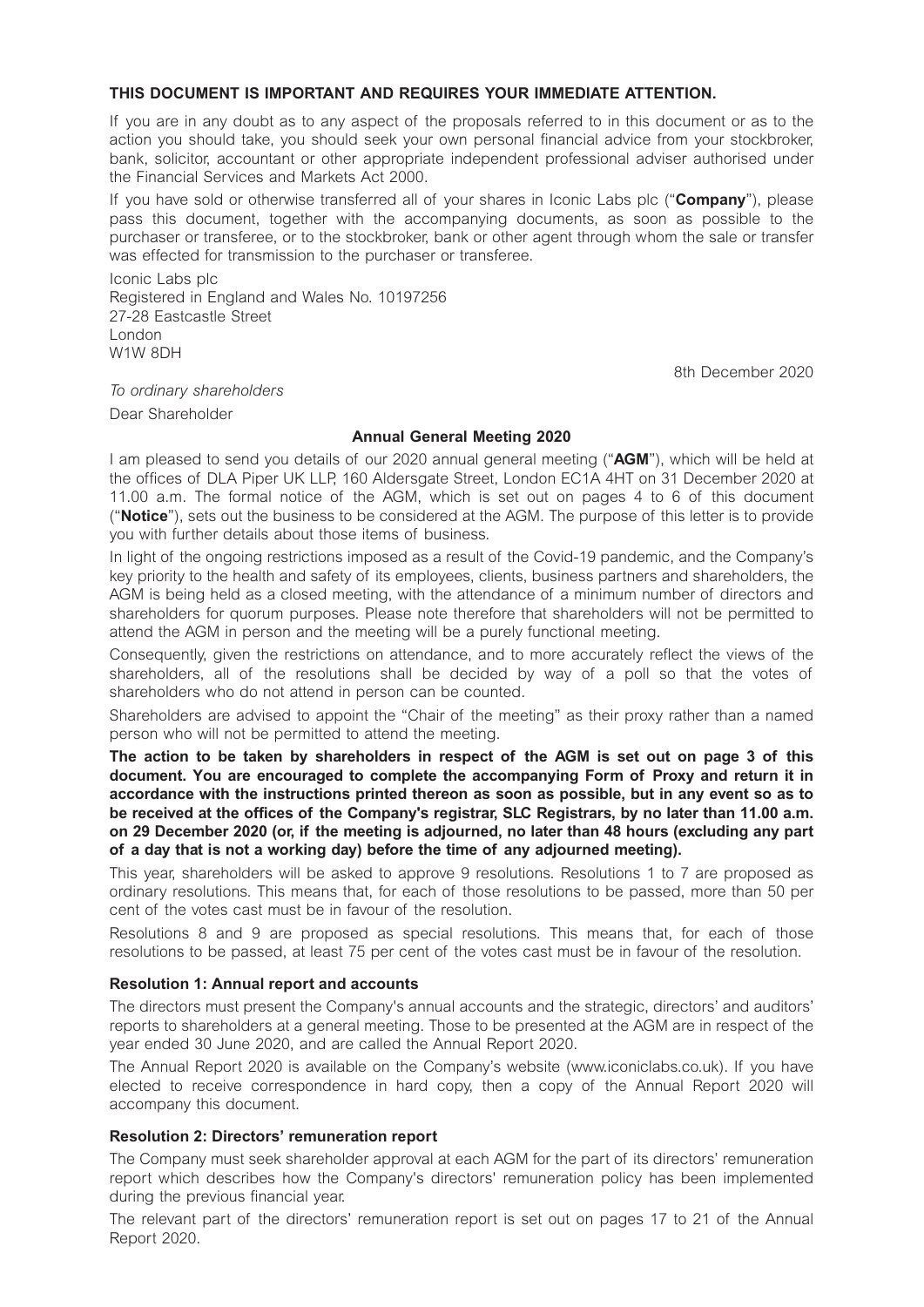**THIS DOCUMENT IS IMPORTANT AND REQUIRES YOUR IMMEDIATE ATTENTION.**

If you are in any doubt as to any aspect of the proposals referred to in this document or as to the action you should take, you should seek your own personal financial advice from your stockbroker, bank, solicitor, accountant or other appropriate independent professional adviser authorised under the Financial Services and Markets Act 2000.

If you have sold or otherwise transferred all of your shares in Iconic Labs plc ("**Company**"), please pass this document, together with the accompanying documents, as soon as possible to the purchaser or transferee, or to the stockbroker, bank or other agent through whom the sale or transfer was effected for transmission to the purchaser or transferee.

Iconic Labs plc
Registered in England and Wales No. 10197256
27-28 Eastcastle Street
London
W1W 8DH

8th December 2020

*To ordinary shareholders*

Dear Shareholder

**Annual General Meeting 2020**

I am pleased to send you details of our 2020 annual general meeting ("**AGM**"), which will be held at the offices of DLA Piper UK LLP, 160 Aldersgate Street, London EC1A 4HT on 31 December 2020 at 11.00 a.m. The formal notice of the AGM, which is set out on pages 4 to 6 of this document ("**Notice**"), sets out the business to be considered at the AGM. The purpose of this letter is to provide you with further details about those items of business.

In light of the ongoing restrictions imposed as a result of the Covid-19 pandemic, and the Company's key priority to the health and safety of its employees, clients, business partners and shareholders, the AGM is being held as a closed meeting, with the attendance of a minimum number of directors and shareholders for quorum purposes. Please note therefore that shareholders will not be permitted to attend the AGM in person and the meeting will be a purely functional meeting.

Consequently, given the restrictions on attendance, and to more accurately reflect the views of the shareholders, all of the resolutions shall be decided by way of a poll so that the votes of shareholders who do not attend in person can be counted.

Shareholders are advised to appoint the "Chair of the meeting" as their proxy rather than a named person who will not be permitted to attend the meeting.

**The action to be taken by shareholders in respect of the AGM is set out on page 3 of this document. You are encouraged to complete the accompanying Form of Proxy and return it in accordance with the instructions printed thereon as soon as possible, but in any event so as to be received at the offices of the Company's registrar, SLC Registrars, by no later than 11.00 a.m. on 29 December 2020 (or, if the meeting is adjourned, no later than 48 hours (excluding any part of a day that is not a working day) before the time of any adjourned meeting).**

This year, shareholders will be asked to approve 9 resolutions. Resolutions 1 to 7 are proposed as ordinary resolutions. This means that, for each of those resolutions to be passed, more than 50 per cent of the votes cast must be in favour of the resolution.

Resolutions 8 and 9 are proposed as special resolutions. This means that, for each of those resolutions to be passed, at least 75 per cent of the votes cast must be in favour of the resolution.

**Resolution 1: Annual report and accounts**

The directors must present the Company's annual accounts and the strategic, directors' and auditors' reports to shareholders at a general meeting. Those to be presented at the AGM are in respect of the year ended 30 June 2020, and are called the Annual Report 2020.

The Annual Report 2020 is available on the Company's website (www.iconiclabs.co.uk). If you have elected to receive correspondence in hard copy, then a copy of the Annual Report 2020 will accompany this document.

**Resolution 2: Directors' remuneration report**

The Company must seek shareholder approval at each AGM for the part of its directors' remuneration report which describes how the Company's directors' remuneration policy has been implemented during the previous financial year.

The relevant part of the directors' remuneration report is set out on pages 17 to 21 of the Annual Report 2020.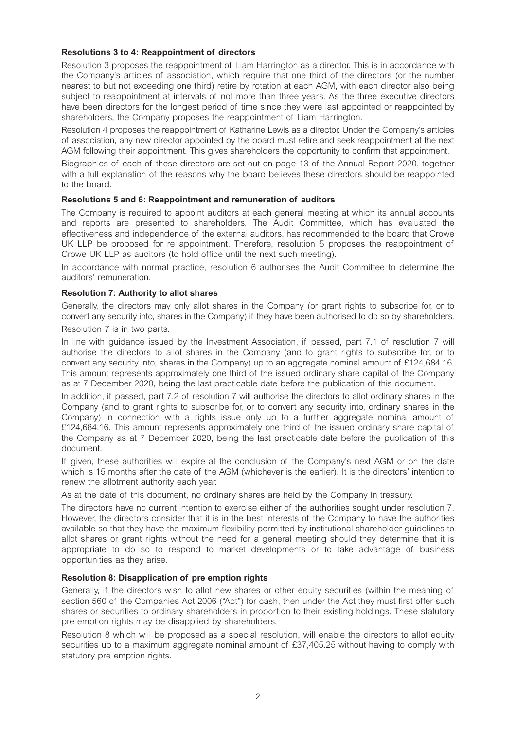### Resolutions 3 to 4: Reappointment of directors

Resolution 3 proposes the reappointment of Liam Harrington as a director. This is in accordance with the Company's articles of association, which require that one third of the directors (or the number nearest to but not exceeding one third) retire by rotation at each AGM, with each director also being subject to reappointment at intervals of not more than three years. As the three executive directors have been directors for the longest period of time since they were last appointed or reappointed by shareholders, the Company proposes the reappointment of Liam Harrington.

Resolution 4 proposes the reappointment of Katharine Lewis as a director. Under the Company's articles of association, any new director appointed by the board must retire and seek reappointment at the next AGM following their appointment. This gives shareholders the opportunity to confirm that appointment.

Biographies of each of these directors are set out on page 13 of the Annual Report 2020, together with a full explanation of the reasons why the board believes these directors should be reappointed to the board.

### Resolutions 5 and 6: Reappointment and remuneration of auditors

The Company is required to appoint auditors at each general meeting at which its annual accounts and reports are presented to shareholders. The Audit Committee, which has evaluated the effectiveness and independence of the external auditors, has recommended to the board that Crowe UK LLP be proposed for re appointment. Therefore, resolution 5 proposes the reappointment of Crowe UK LLP as auditors (to hold office until the next such meeting).

In accordance with normal practice, resolution 6 authorises the Audit Committee to determine the auditors' remuneration.

### Resolution 7: Authority to allot shares

Generally, the directors may only allot shares in the Company (or grant rights to subscribe for, or to convert any security into, shares in the Company) if they have been authorised to do so by shareholders.

Resolution 7 is in two parts.

In line with guidance issued by the Investment Association, if passed, part 7.1 of resolution 7 will authorise the directors to allot shares in the Company (and to grant rights to subscribe for, or to convert any security into, shares in the Company) up to an aggregate nominal amount of £124,684.16. This amount represents approximately one third of the issued ordinary share capital of the Company as at 7 December 2020, being the last practicable date before the publication of this document.

In addition, if passed, part 7.2 of resolution 7 will authorise the directors to allot ordinary shares in the Company (and to grant rights to subscribe for, or to convert any security into, ordinary shares in the Company) in connection with a rights issue only up to a further aggregate nominal amount of £124,684.16. This amount represents approximately one third of the issued ordinary share capital of the Company as at 7 December 2020, being the last practicable date before the publication of this document.

If given, these authorities will expire at the conclusion of the Company's next AGM or on the date which is 15 months after the date of the AGM (whichever is the earlier). It is the directors' intention to renew the allotment authority each year.

As at the date of this document, no ordinary shares are held by the Company in treasury.

The directors have no current intention to exercise either of the authorities sought under resolution 7. However, the directors consider that it is in the best interests of the Company to have the authorities available so that they have the maximum flexibility permitted by institutional shareholder guidelines to allot shares or grant rights without the need for a general meeting should they determine that it is appropriate to do so to respond to market developments or to take advantage of business opportunities as they arise.

### Resolution 8: Disapplication of pre emption rights

Generally, if the directors wish to allot new shares or other equity securities (within the meaning of section 560 of the Companies Act 2006 ("Act") for cash, then under the Act they must first offer such shares or securities to ordinary shareholders in proportion to their existing holdings. These statutory pre emption rights may be disapplied by shareholders.

Resolution 8 which will be proposed as a special resolution, will enable the directors to allot equity securities up to a maximum aggregate nominal amount of £37,405.25 without having to comply with statutory pre emption rights.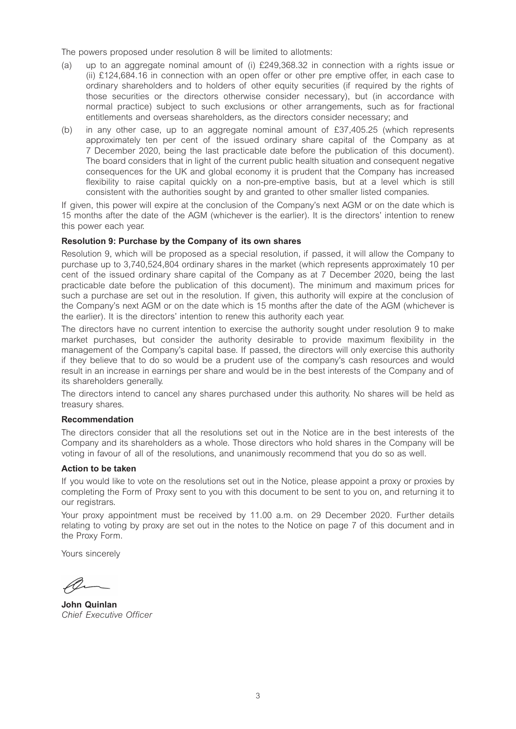The powers proposed under resolution 8 will be limited to allotments:

(a) up to an aggregate nominal amount of (i) £249,368.32 in connection with a rights issue or (ii) £124,684.16 in connection with an open offer or other pre emptive offer, in each case to ordinary shareholders and to holders of other equity securities (if required by the rights of those securities or the directors otherwise consider necessary), but (in accordance with normal practice) subject to such exclusions or other arrangements, such as for fractional entitlements and overseas shareholders, as the directors consider necessary; and

(b) in any other case, up to an aggregate nominal amount of £37,405.25 (which represents approximately ten per cent of the issued ordinary share capital of the Company as at 7 December 2020, being the last practicable date before the publication of this document). The board considers that in light of the current public health situation and consequent negative consequences for the UK and global economy it is prudent that the Company has increased flexibility to raise capital quickly on a non-pre-emptive basis, but at a level which is still consistent with the authorities sought by and granted to other smaller listed companies.

If given, this power will expire at the conclusion of the Company's next AGM or on the date which is 15 months after the date of the AGM (whichever is the earlier). It is the directors' intention to renew this power each year.

**Resolution 9: Purchase by the Company of its own shares**

Resolution 9, which will be proposed as a special resolution, if passed, it will allow the Company to purchase up to 3,740,524,804 ordinary shares in the market (which represents approximately 10 per cent of the issued ordinary share capital of the Company as at 7 December 2020, being the last practicable date before the publication of this document). The minimum and maximum prices for such a purchase are set out in the resolution. If given, this authority will expire at the conclusion of the Company's next AGM or on the date which is 15 months after the date of the AGM (whichever is the earlier). It is the directors' intention to renew this authority each year.

The directors have no current intention to exercise the authority sought under resolution 9 to make market purchases, but consider the authority desirable to provide maximum flexibility in the management of the Company's capital base. If passed, the directors will only exercise this authority if they believe that to do so would be a prudent use of the company's cash resources and would result in an increase in earnings per share and would be in the best interests of the Company and of its shareholders generally.

The directors intend to cancel any shares purchased under this authority. No shares will be held as treasury shares.

**Recommendation**

The directors consider that all the resolutions set out in the Notice are in the best interests of the Company and its shareholders as a whole. Those directors who hold shares in the Company will be voting in favour of all of the resolutions, and unanimously recommend that you do so as well.

**Action to be taken**

If you would like to vote on the resolutions set out in the Notice, please appoint a proxy or proxies by completing the Form of Proxy sent to you with this document to be sent to you on, and returning it to our registrars.

Your proxy appointment must be received by 11.00 a.m. on 29 December 2020. Further details relating to voting by proxy are set out in the notes to the Notice on page 7 of this document and in the Proxy Form.

Yours sincerely

**John Quinlan**
*Chief Executive Officer*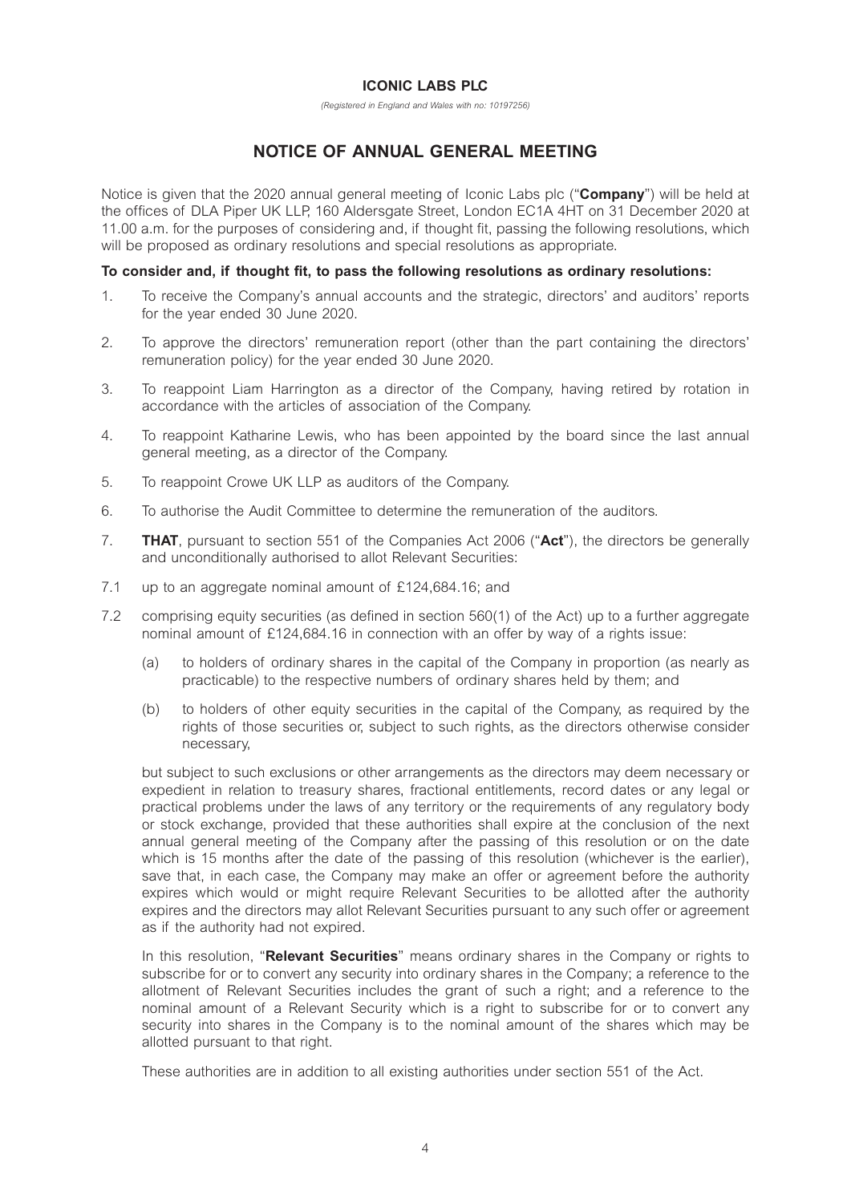# ICONIC LABS PLC

*(Registered in England and Wales with no: 10197256)*

## NOTICE OF ANNUAL GENERAL MEETING

Notice is given that the 2020 annual general meeting of Iconic Labs plc ("**Company**") will be held at the offices of DLA Piper UK LLP, 160 Aldersgate Street, London EC1A 4HT on 31 December 2020 at 11.00 a.m. for the purposes of considering and, if thought fit, passing the following resolutions, which will be proposed as ordinary resolutions and special resolutions as appropriate.

**To consider and, if thought fit, to pass the following resolutions as ordinary resolutions:**

1. To receive the Company's annual accounts and the strategic, directors' and auditors' reports for the year ended 30 June 2020.

2. To approve the directors' remuneration report (other than the part containing the directors' remuneration policy) for the year ended 30 June 2020.

3. To reappoint Liam Harrington as a director of the Company, having retired by rotation in accordance with the articles of association of the Company.

4. To reappoint Katharine Lewis, who has been appointed by the board since the last annual general meeting, as a director of the Company.

5. To reappoint Crowe UK LLP as auditors of the Company.

6. To authorise the Audit Committee to determine the remuneration of the auditors.

7. **THAT**, pursuant to section 551 of the Companies Act 2006 ("**Act**"), the directors be generally and unconditionally authorised to allot Relevant Securities:

7.1 up to an aggregate nominal amount of £124,684.16; and

7.2 comprising equity securities (as defined in section 560(1) of the Act) up to a further aggregate nominal amount of £124,684.16 in connection with an offer by way of a rights issue:

   (a) to holders of ordinary shares in the capital of the Company in proportion (as nearly as practicable) to the respective numbers of ordinary shares held by them; and

   (b) to holders of other equity securities in the capital of the Company, as required by the rights of those securities or, subject to such rights, as the directors otherwise consider necessary,

but subject to such exclusions or other arrangements as the directors may deem necessary or expedient in relation to treasury shares, fractional entitlements, record dates or any legal or practical problems under the laws of any territory or the requirements of any regulatory body or stock exchange, provided that these authorities shall expire at the conclusion of the next annual general meeting of the Company after the passing of this resolution or on the date which is 15 months after the date of the passing of this resolution (whichever is the earlier), save that, in each case, the Company may make an offer or agreement before the authority expires which would or might require Relevant Securities to be allotted after the authority expires and the directors may allot Relevant Securities pursuant to any such offer or agreement as if the authority had not expired.

In this resolution, "**Relevant Securities**" means ordinary shares in the Company or rights to subscribe for or to convert any security into ordinary shares in the Company; a reference to the allotment of Relevant Securities includes the grant of such a right; and a reference to the nominal amount of a Relevant Security which is a right to subscribe for or to convert any security into shares in the Company is to the nominal amount of the shares which may be allotted pursuant to that right.

These authorities are in addition to all existing authorities under section 551 of the Act.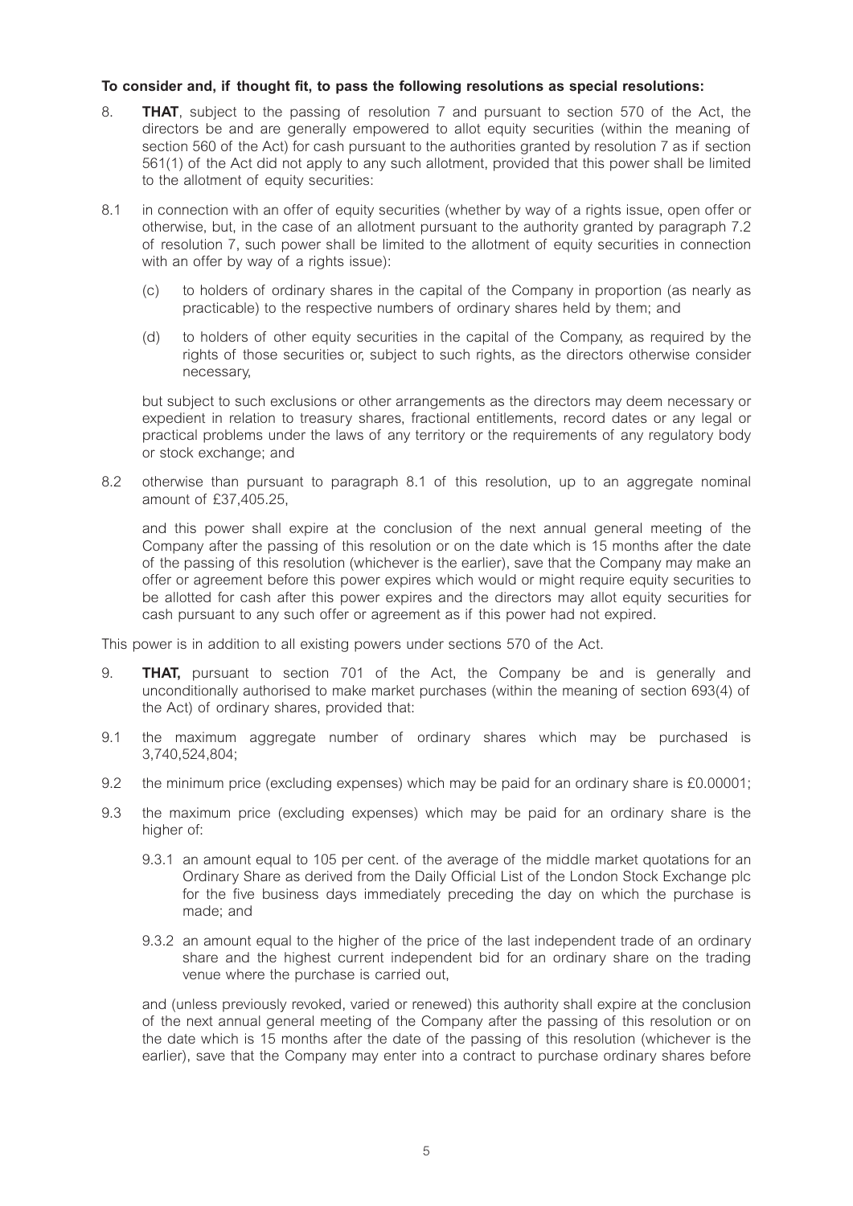**To consider and, if thought fit, to pass the following resolutions as special resolutions:**

8. **THAT**, subject to the passing of resolution 7 and pursuant to section 570 of the Act, the directors be and are generally empowered to allot equity securities (within the meaning of section 560 of the Act) for cash pursuant to the authorities granted by resolution 7 as if section 561(1) of the Act did not apply to any such allotment, provided that this power shall be limited to the allotment of equity securities:

8.1 in connection with an offer of equity securities (whether by way of a rights issue, open offer or otherwise, but, in the case of an allotment pursuant to the authority granted by paragraph 7.2 of resolution 7, such power shall be limited to the allotment of equity securities in connection with an offer by way of a rights issue):

  (c) to holders of ordinary shares in the capital of the Company in proportion (as nearly as practicable) to the respective numbers of ordinary shares held by them; and

  (d) to holders of other equity securities in the capital of the Company, as required by the rights of those securities or, subject to such rights, as the directors otherwise consider necessary,

  but subject to such exclusions or other arrangements as the directors may deem necessary or expedient in relation to treasury shares, fractional entitlements, record dates or any legal or practical problems under the laws of any territory or the requirements of any regulatory body or stock exchange; and

8.2 otherwise than pursuant to paragraph 8.1 of this resolution, up to an aggregate nominal amount of £37,405.25,

  and this power shall expire at the conclusion of the next annual general meeting of the Company after the passing of this resolution or on the date which is 15 months after the date of the passing of this resolution (whichever is the earlier), save that the Company may make an offer or agreement before this power expires which would or might require equity securities to be allotted for cash after this power expires and the directors may allot equity securities for cash pursuant to any such offer or agreement as if this power had not expired.

This power is in addition to all existing powers under sections 570 of the Act.

9. **THAT,** pursuant to section 701 of the Act, the Company be and is generally and unconditionally authorised to make market purchases (within the meaning of section 693(4) of the Act) of ordinary shares, provided that:

9.1 the maximum aggregate number of ordinary shares which may be purchased is 3,740,524,804;

9.2 the minimum price (excluding expenses) which may be paid for an ordinary share is £0.00001;

9.3 the maximum price (excluding expenses) which may be paid for an ordinary share is the higher of:

  9.3.1 an amount equal to 105 per cent. of the average of the middle market quotations for an Ordinary Share as derived from the Daily Official List of the London Stock Exchange plc for the five business days immediately preceding the day on which the purchase is made; and

  9.3.2 an amount equal to the higher of the price of the last independent trade of an ordinary share and the highest current independent bid for an ordinary share on the trading venue where the purchase is carried out,

  and (unless previously revoked, varied or renewed) this authority shall expire at the conclusion of the next annual general meeting of the Company after the passing of this resolution or on the date which is 15 months after the date of the passing of this resolution (whichever is the earlier), save that the Company may enter into a contract to purchase ordinary shares before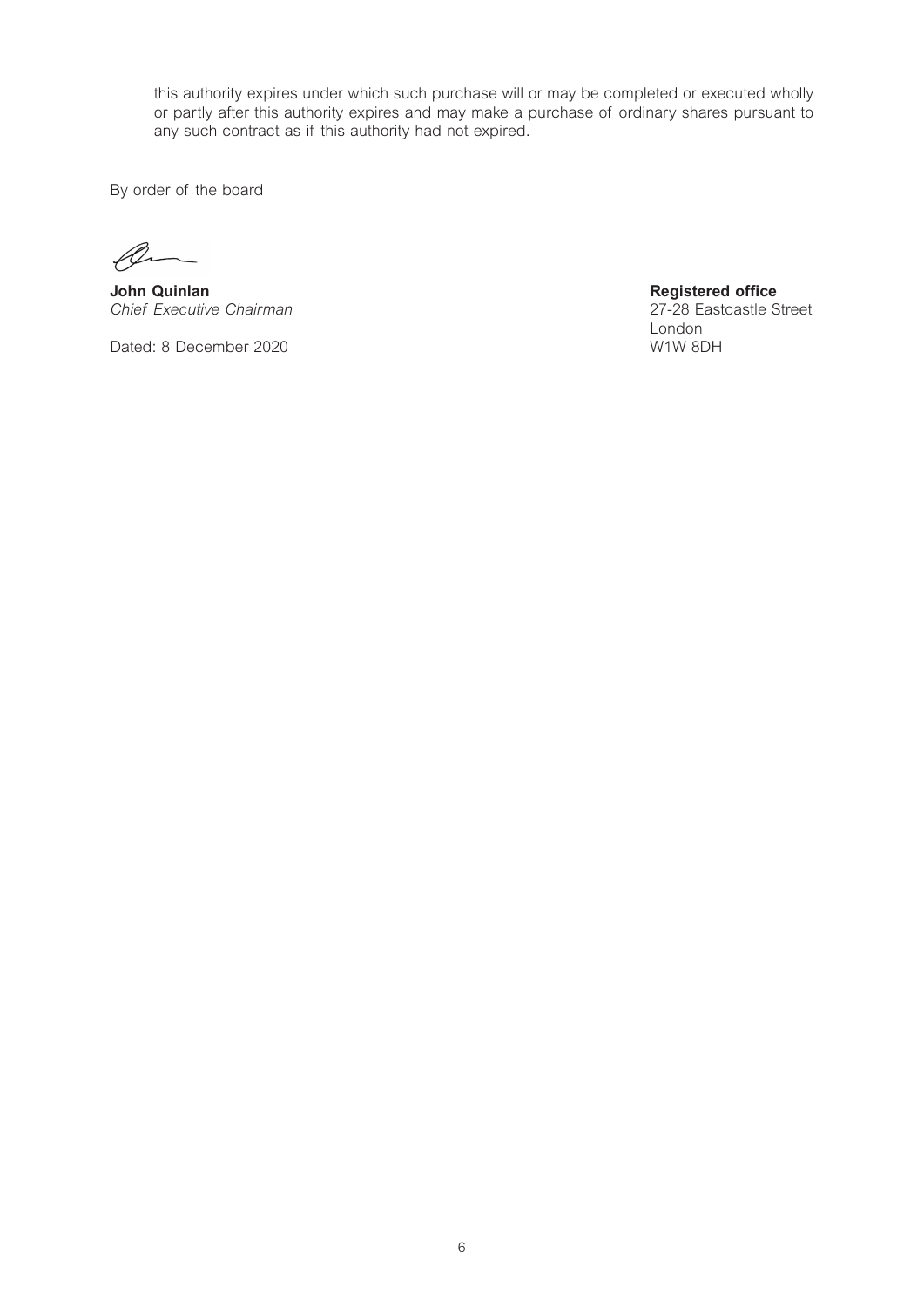this authority expires under which such purchase will or may be completed or executed wholly or partly after this authority expires and may make a purchase of ordinary shares pursuant to any such contract as if this authority had not expired.

By order of the board

**John Quinlan**
*Chief Executive Chairman*

Dated: 8 December 2020

**Registered office**
27-28 Eastcastle Street
London
W1W 8DH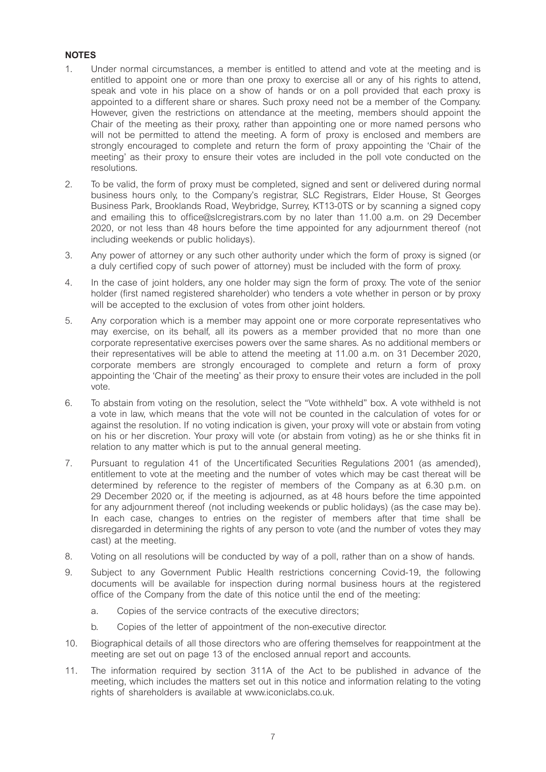**NOTES**

1. Under normal circumstances, a member is entitled to attend and vote at the meeting and is entitled to appoint one or more than one proxy to exercise all or any of his rights to attend, speak and vote in his place on a show of hands or on a poll provided that each proxy is appointed to a different share or shares. Such proxy need not be a member of the Company. However, given the restrictions on attendance at the meeting, members should appoint the Chair of the meeting as their proxy, rather than appointing one or more named persons who will not be permitted to attend the meeting. A form of proxy is enclosed and members are strongly encouraged to complete and return the form of proxy appointing the 'Chair of the meeting' as their proxy to ensure their votes are included in the poll vote conducted on the resolutions.

2. To be valid, the form of proxy must be completed, signed and sent or delivered during normal business hours only, to the Company's registrar, SLC Registrars, Elder House, St Georges Business Park, Brooklands Road, Weybridge, Surrey, KT13-0TS or by scanning a signed copy and emailing this to office@slcregistrars.com by no later than 11.00 a.m. on 29 December 2020, or not less than 48 hours before the time appointed for any adjournment thereof (not including weekends or public holidays).

3. Any power of attorney or any such other authority under which the form of proxy is signed (or a duly certified copy of such power of attorney) must be included with the form of proxy.

4. In the case of joint holders, any one holder may sign the form of proxy. The vote of the senior holder (first named registered shareholder) who tenders a vote whether in person or by proxy will be accepted to the exclusion of votes from other joint holders.

5. Any corporation which is a member may appoint one or more corporate representatives who may exercise, on its behalf, all its powers as a member provided that no more than one corporate representative exercises powers over the same shares. As no additional members or their representatives will be able to attend the meeting at 11.00 a.m. on 31 December 2020, corporate members are strongly encouraged to complete and return a form of proxy appointing the 'Chair of the meeting' as their proxy to ensure their votes are included in the poll vote.

6. To abstain from voting on the resolution, select the "Vote withheld" box. A vote withheld is not a vote in law, which means that the vote will not be counted in the calculation of votes for or against the resolution. If no voting indication is given, your proxy will vote or abstain from voting on his or her discretion. Your proxy will vote (or abstain from voting) as he or she thinks fit in relation to any matter which is put to the annual general meeting.

7. Pursuant to regulation 41 of the Uncertificated Securities Regulations 2001 (as amended), entitlement to vote at the meeting and the number of votes which may be cast thereat will be determined by reference to the register of members of the Company as at 6.30 p.m. on 29 December 2020 or, if the meeting is adjourned, as at 48 hours before the time appointed for any adjournment thereof (not including weekends or public holidays) (as the case may be). In each case, changes to entries on the register of members after that time shall be disregarded in determining the rights of any person to vote (and the number of votes they may cast) at the meeting.

8. Voting on all resolutions will be conducted by way of a poll, rather than on a show of hands.

9. Subject to any Government Public Health restrictions concerning Covid-19, the following documents will be available for inspection during normal business hours at the registered office of the Company from the date of this notice until the end of the meeting:

   a. Copies of the service contracts of the executive directors;

   b. Copies of the letter of appointment of the non-executive director.

10. Biographical details of all those directors who are offering themselves for reappointment at the meeting are set out on page 13 of the enclosed annual report and accounts.

11. The information required by section 311A of the Act to be published in advance of the meeting, which includes the matters set out in this notice and information relating to the voting rights of shareholders is available at www.iconiclabs.co.uk.